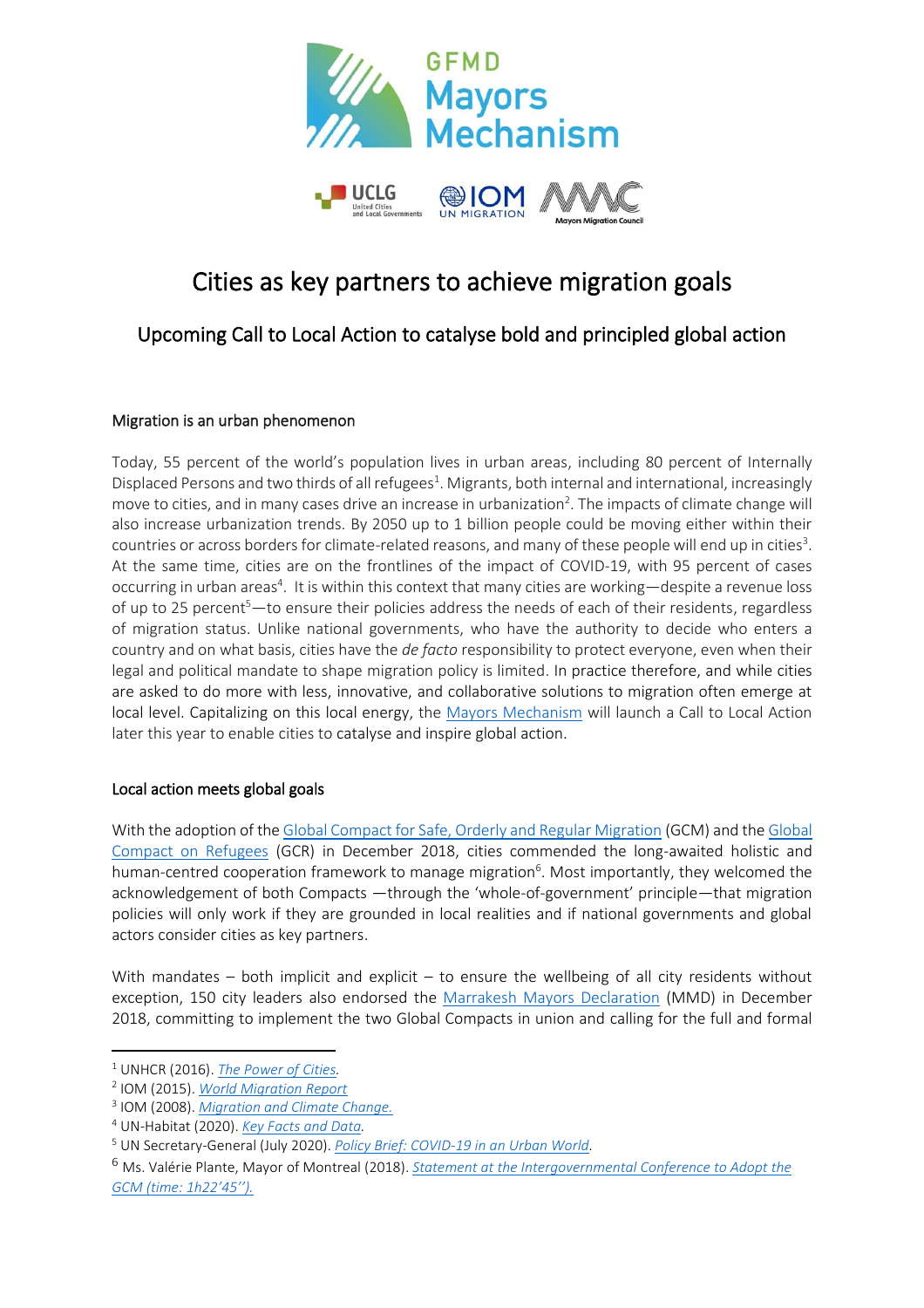# Cities as key partners to achieve migration goals

## Upcoming Call to Local Action to catalyse bold and principled global action

### Migration is an urban phenomenon

Today, 55 percent of the world's population lives in urban areas, including 80 percent of Internally Displaced Persons and two thirds of all refugees[1]. Migrants, both internal and international, increasingly move to cities, and in many cases drive an increase in urbanization[2]. The impacts of climate change will also increase urbanization trends. By 2050 up to 1 billion people could be moving either within their countries or across borders for climate-related reasons, and many of these people will end up in cities[3]. At the same time, cities are on the frontlines of the impact of COVID-19, with 95 percent of cases occurring in urban areas[4]. It is within this context that many cities are working—despite a revenue loss of up to 25 percent[5]—to ensure their policies address the needs of each of their residents, regardless of migration status. Unlike national governments, who have the authority to decide who enters a country and on what basis, cities have the *de facto* responsibility to protect everyone, even when their legal and political mandate to shape migration policy is limited. In practice therefore, and while cities are asked to do more with less, innovative, and collaborative solutions to migration often emerge at local level. Capitalizing on this local energy, the Mayors Mechanism will launch a Call to Local Action later this year to enable cities to catalyse and inspire global action.

### Local action meets global goals

With the adoption of the Global Compact for Safe, Orderly and Regular Migration (GCM) and the Global Compact on Refugees (GCR) in December 2018, cities commended the long-awaited holistic and human-centred cooperation framework to manage migration[6]. Most importantly, they welcomed the acknowledgement of both Compacts —through the 'whole-of-government' principle—that migration policies will only work if they are grounded in local realities and if national governments and global actors consider cities as key partners.

With mandates – both implicit and explicit – to ensure the wellbeing of all city residents without exception, 150 city leaders also endorsed the Marrakesh Mayors Declaration (MMD) in December 2018, committing to implement the two Global Compacts in union and calling for the full and formal

---

[1] UNHCR (2016). *The Power of Cities*.

[2] IOM (2015). *World Migration Report*

[3] IOM (2008). *Migration and Climate Change.*

[4] UN-Habitat (2020). *Key Facts and Data*.

[5] UN Secretary-General (July 2020). *Policy Brief: COVID-19 in an Urban World*.

[6] Ms. Valérie Plante, Mayor of Montreal (2018). *Statement at the Intergovernmental Conference to Adopt the GCM (time: 1h22'45'').*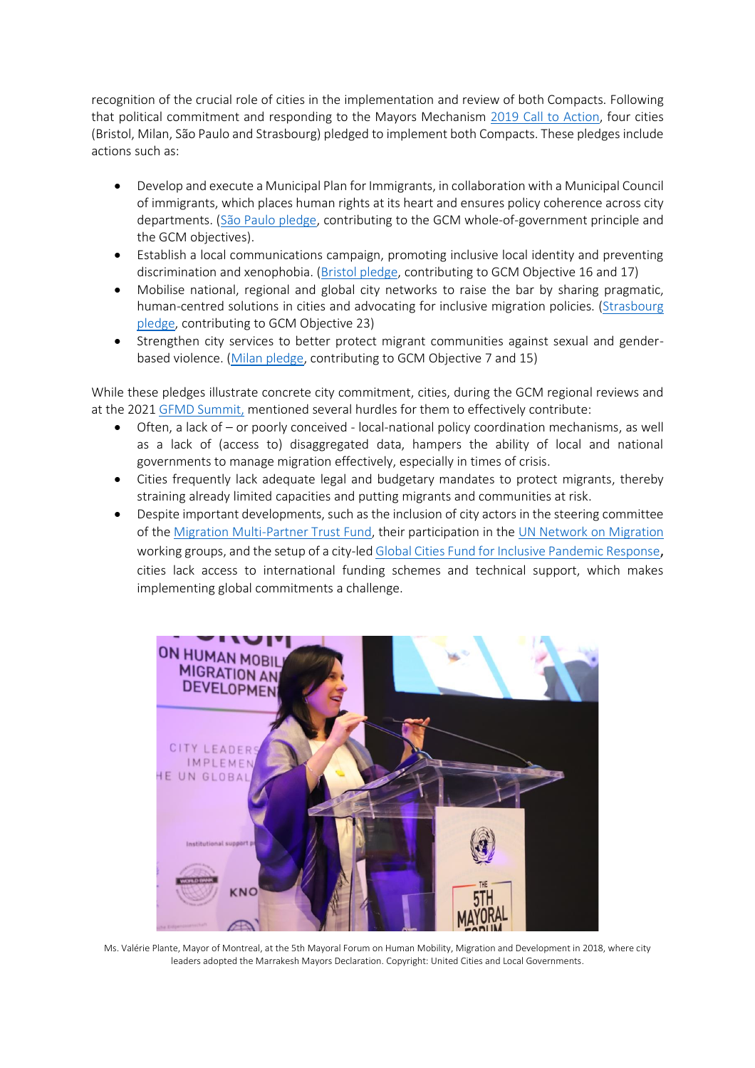recognition of the crucial role of cities in the implementation and review of both Compacts. Following that political commitment and responding to the Mayors Mechanism 2019 Call to Action, four cities (Bristol, Milan, São Paulo and Strasbourg) pledged to implement both Compacts. These pledges include actions such as:

- Develop and execute a Municipal Plan for Immigrants, in collaboration with a Municipal Council of immigrants, which places human rights at its heart and ensures policy coherence across city departments. (São Paulo pledge, contributing to the GCM whole-of-government principle and the GCM objectives).
- Establish a local communications campaign, promoting inclusive local identity and preventing discrimination and xenophobia. (Bristol pledge, contributing to GCM Objective 16 and 17)
- Mobilise national, regional and global city networks to raise the bar by sharing pragmatic, human-centred solutions in cities and advocating for inclusive migration policies. (Strasbourg pledge, contributing to GCM Objective 23)
- Strengthen city services to better protect migrant communities against sexual and gender-based violence. (Milan pledge, contributing to GCM Objective 7 and 15)

While these pledges illustrate concrete city commitment, cities, during the GCM regional reviews and at the 2021 GFMD Summit, mentioned several hurdles for them to effectively contribute:

- Often, a lack of – or poorly conceived - local-national policy coordination mechanisms, as well as a lack of (access to) disaggregated data, hampers the ability of local and national governments to manage migration effectively, especially in times of crisis.
- Cities frequently lack adequate legal and budgetary mandates to protect migrants, thereby straining already limited capacities and putting migrants and communities at risk.
- Despite important developments, such as the inclusion of city actors in the steering committee of the Migration Multi-Partner Trust Fund, their participation in the UN Network on Migration working groups, and the setup of a city-led Global Cities Fund for Inclusive Pandemic Response, cities lack access to international funding schemes and technical support, which makes implementing global commitments a challenge.

Ms. Valérie Plante, Mayor of Montreal, at the 5th Mayoral Forum on Human Mobility, Migration and Development in 2018, where city leaders adopted the Marrakesh Mayors Declaration. Copyright: United Cities and Local Governments.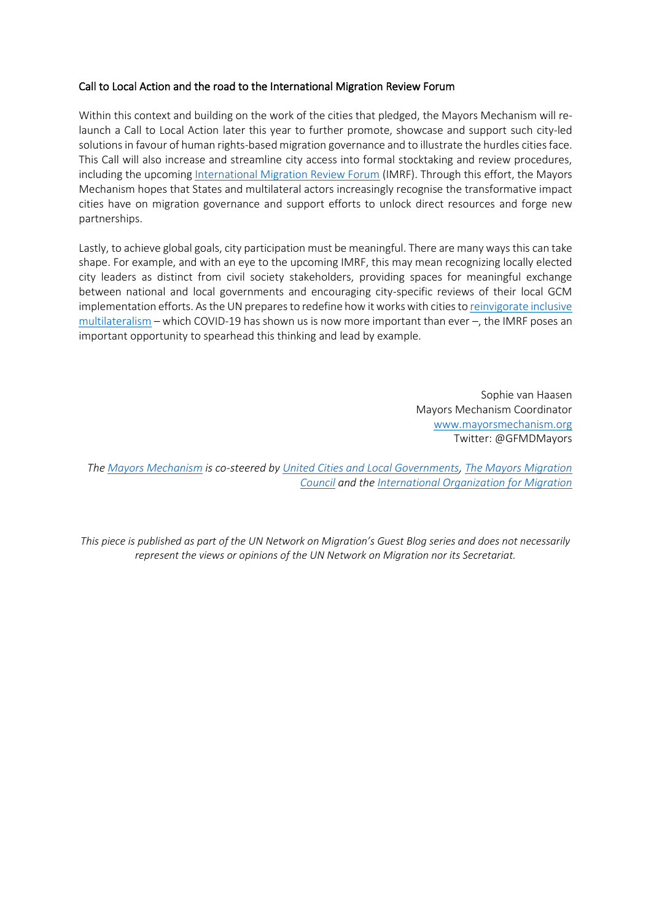## Call to Local Action and the road to the International Migration Review Forum

Within this context and building on the work of the cities that pledged, the Mayors Mechanism will re-launch a Call to Local Action later this year to further promote, showcase and support such city-led solutions in favour of human rights-based migration governance and to illustrate the hurdles cities face. This Call will also increase and streamline city access into formal stocktaking and review procedures, including the upcoming International Migration Review Forum (IMRF). Through this effort, the Mayors Mechanism hopes that States and multilateral actors increasingly recognise the transformative impact cities have on migration governance and support efforts to unlock direct resources and forge new partnerships.

Lastly, to achieve global goals, city participation must be meaningful. There are many ways this can take shape. For example, and with an eye to the upcoming IMRF, this may mean recognizing locally elected city leaders as distinct from civil society stakeholders, providing spaces for meaningful exchange between national and local governments and encouraging city-specific reviews of their local GCM implementation efforts. As the UN prepares to redefine how it works with cities to reinvigorate inclusive multilateralism – which COVID-19 has shown us is now more important than ever –, the IMRF poses an important opportunity to spearhead this thinking and lead by example.

Sophie van Haasen  
Mayors Mechanism Coordinator  
www.mayorsmechanism.org  
Twitter: @GFMDMayors

*The Mayors Mechanism is co-steered by United Cities and Local Governments, The Mayors Migration Council and the International Organization for Migration*

*This piece is published as part of the UN Network on Migration's Guest Blog series and does not necessarily represent the views or opinions of the UN Network on Migration nor its Secretariat.*